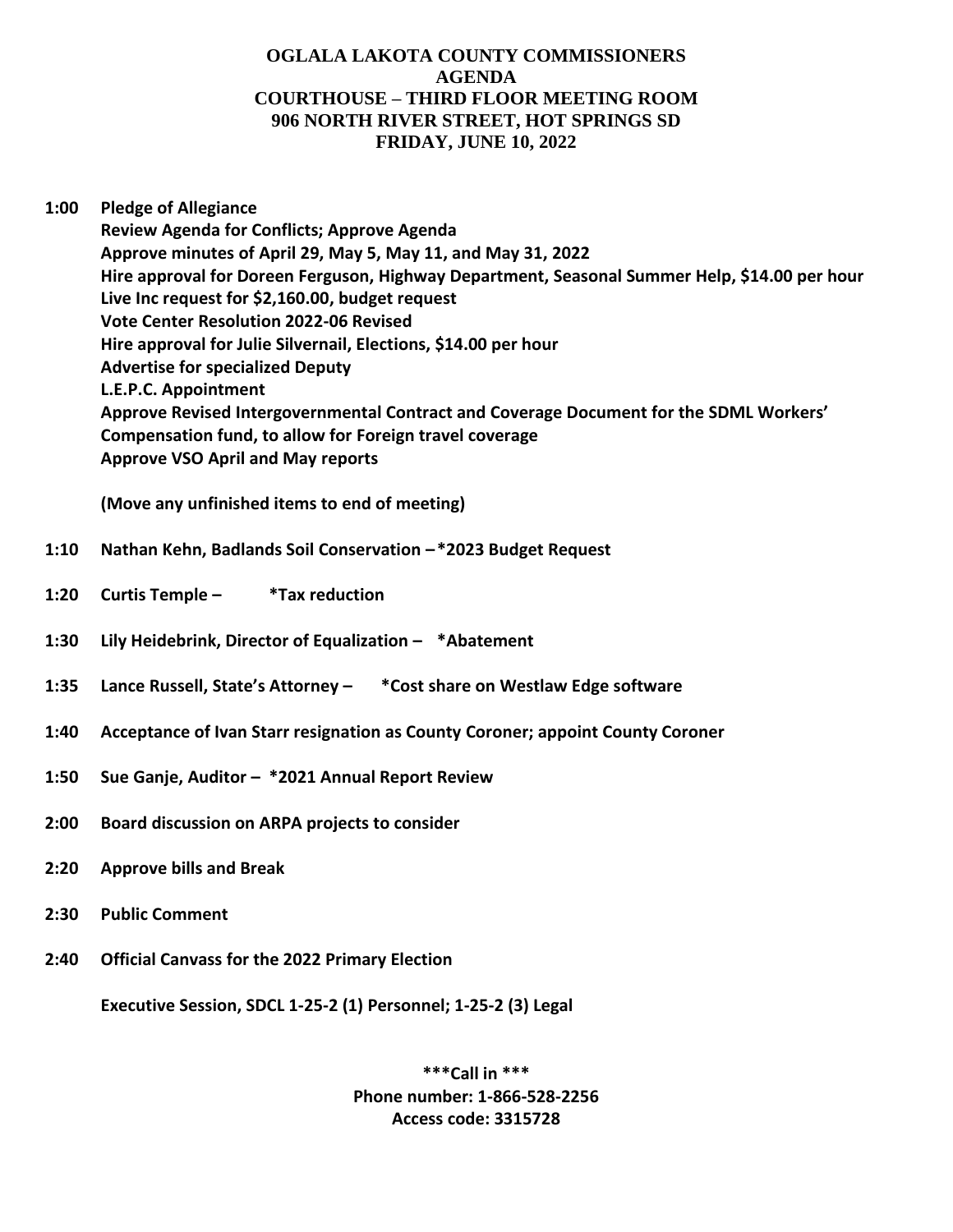# OGLALA LAKOTA COUNTY COMMISSIONERS
## AGENDA
## COURTHOUSE – THIRD FLOOR MEETING ROOM
## 906 NORTH RIVER STREET, HOT SPRINGS SD
## FRIDAY, JUNE 10, 2022

**1:00 Pledge of Allegiance**
**Review Agenda for Conflicts; Approve Agenda**
**Approve minutes of April 29, May 5, May 11, and May 31, 2022**
**Hire approval for Doreen Ferguson, Highway Department, Seasonal Summer Help, $14.00 per hour**
**Live Inc request for $2,160.00, budget request**
**Vote Center Resolution 2022-06 Revised**
**Hire approval for Julie Silvernail, Elections, $14.00 per hour**
**Advertise for specialized Deputy**
**L.E.P.C. Appointment**
**Approve Revised Intergovernmental Contract and Coverage Document for the SDML Workers' Compensation fund, to allow for Foreign travel coverage**
**Approve VSO April and May reports**

**(Move any unfinished items to end of meeting)**

**1:10 Nathan Kehn, Badlands Soil Conservation –*2023 Budget Request**

**1:20 Curtis Temple – *Tax reduction**

**1:30 Lily Heidebrink, Director of Equalization – *Abatement**

**1:35 Lance Russell, State's Attorney – *Cost share on Westlaw Edge software**

**1:40 Acceptance of Ivan Starr resignation as County Coroner; appoint County Coroner**

**1:50 Sue Ganje, Auditor – *2021 Annual Report Review**

**2:00 Board discussion on ARPA projects to consider**

**2:20 Approve bills and Break**

**2:30 Public Comment**

**2:40 Official Canvass for the 2022 Primary Election**

**Executive Session, SDCL 1-25-2 (1) Personnel; 1-25-2 (3) Legal**

**\*\*\*Call in \*\*\***
**Phone number: 1-866-528-2256**
**Access code: 3315728**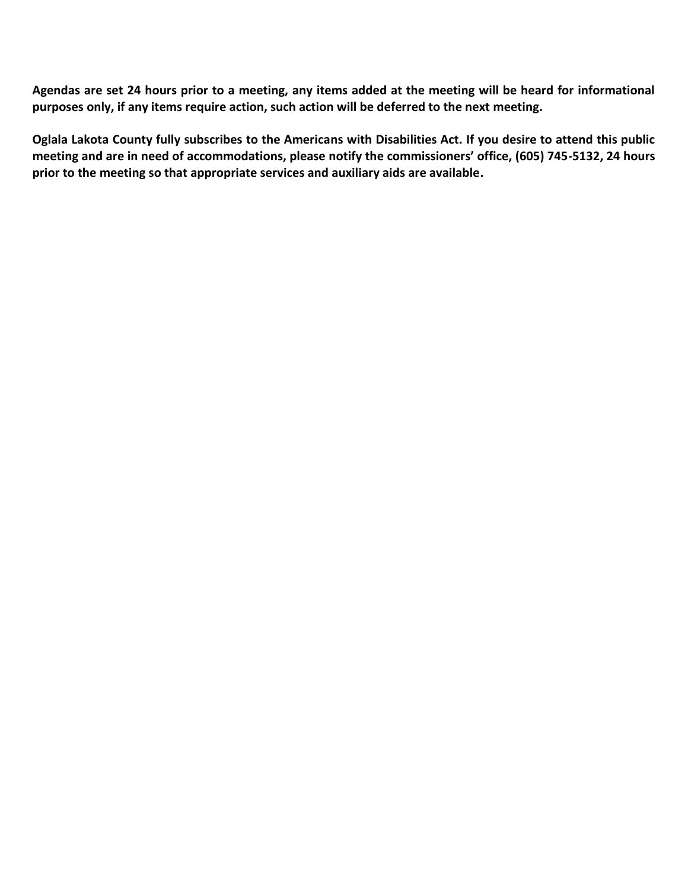**Agendas are set 24 hours prior to a meeting, any items added at the meeting will be heard for informational purposes only, if any items require action, such action will be deferred to the next meeting.**

**Oglala Lakota County fully subscribes to the Americans with Disabilities Act. If you desire to attend this public meeting and are in need of accommodations, please notify the commissioners' office, (605) 745-5132, 24 hours prior to the meeting so that appropriate services and auxiliary aids are available.**